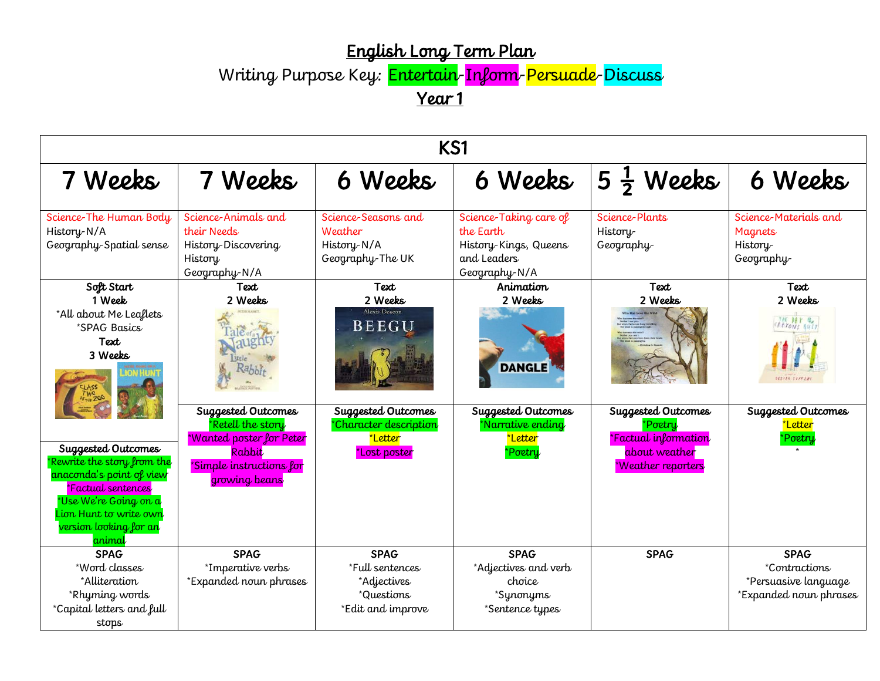# English Long Term Plan

Writing Purpose Key: Entertain-Inform-Persuade-Discuss

## Year 1

| KS1 | | | | | |
|---|---|---|---|---|---|
| **7 Weeks** | **7 Weeks** | **6 Weeks** | **6 Weeks** | **5 ½ Weeks** | **6 Weeks** |
| Science-The Human Body<br>History-N/A<br>Geography-Spatial sense | Science-Animals and their Needs<br>History-Discovering History<br>Geography-N/A | Science-Seasons and Weather<br>History-N/A<br>Geography-The UK | Science-Taking care of the Earth<br>History-Kings, Queens and Leaders<br>Geography-N/A | Science-Plants<br>History-<br>Geography- | Science-Materials and Magnets<br>History-<br>Geography- |
| **Soft Start**<br>**1 Week**<br>*All about Me Leaflets<br>*SPAG Basics<br>**Text**<br>**3 Weeks** | **Text**<br>**2 Weeks** | **Text**<br>**2 Weeks** | **Animation**<br>**2 Weeks** | **Text**<br>**2 Weeks** | **Text**<br>**2 Weeks** |
| **Suggested Outcomes**<br>*Rewrite the story from the anaconda's point of view<br>*Factual sentences<br>*Use We're Going on a Lion Hunt to write own version looking for an animal | **Suggested Outcomes**<br>*Retell the story<br>*Wanted poster for Peter Rabbit<br>*Simple instructions for growing beans | **Suggested Outcomes**<br>*Character description<br>*Letter<br>*Lost poster | **Suggested Outcomes**<br>*Narrative ending<br>*Letter<br>*Poetry | **Suggested Outcomes**<br>*Poetry<br>*Factual information about weather<br>*Weather reporters | **Suggested Outcomes**<br>*Letter<br>*Poetry<br>* |
| **SPAG**<br>*Word classes<br>*Alliteration<br>*Rhyming words<br>*Capital letters and full stops | **SPAG**<br>*Imperative verbs<br>*Expanded noun phrases | **SPAG**<br>*Full sentences<br>*Adjectives<br>*Questions<br>*Edit and improve | **SPAG**<br>*Adjectives and verb choice<br>*Synonyms<br>*Sentence types | **SPAG** | **SPAG**<br>*Contractions<br>*Persuasive language<br>*Expanded noun phrases |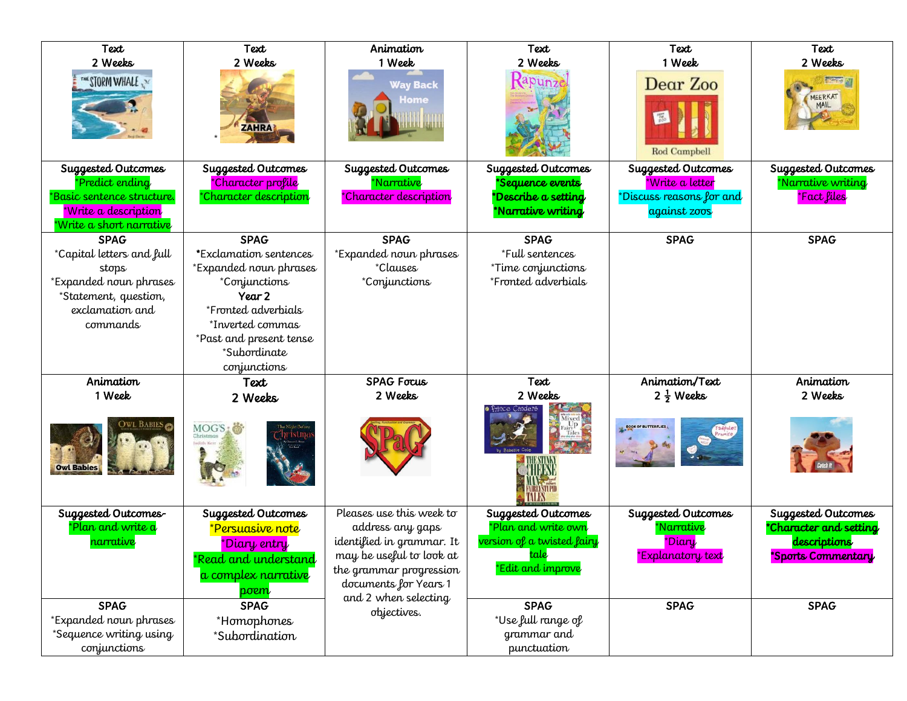| Text<br>2 Weeks | Text<br>2 Weeks | Animation<br>1 Week | Text<br>2 Weeks | Text<br>1 Week | Text<br>2 Weeks |
| --- | --- | --- | --- | --- | --- |
| *(The Storm Whale)* | *(Zahra)* | *(Way Back Home)* | *(Rapunzel)* | *(Dear Zoo – Rod Campbell)* | *(Meerkat Mail)* |
| **Suggested Outcomes**<br>*Predict ending<br>*Basic sentence structure.<br>*Write a description<br>*Write a short narrative | **Suggested Outcomes**<br>*Character profile<br>*Character description | **Suggested Outcomes**<br>*Narrative<br>*Character description | **Suggested Outcomes**<br>**\*Sequence events**<br>**\*Describe a setting**<br>**\*Narrative writing** | **Suggested Outcomes**<br>*Write a letter<br>*Discuss reasons for and against zoos | **Suggested Outcomes**<br>*Narrative writing<br>*Fact files |
| **SPAG**<br>*Capital letters and full stops<br>*Expanded noun phrases<br>*Statement, question, exclamation and commands | **SPAG**<br>*Exclamation sentences<br>*Expanded noun phrases<br>*Conjunctions<br>**Year 2**<br>*Fronted adverbials<br>*Inverted commas<br>*Past and present tense<br>*Subordinate conjunctions | **SPAG**<br>*Expanded noun phrases<br>*Clauses<br>*Conjunctions | **SPAG**<br>*Full sentences<br>*Time conjunctions<br>*Fronted adverbials | **SPAG** | **SPAG** |
| Animation<br>1 Week | Text<br>2 Weeks | SPAG Focus<br>2 Weeks | Text<br>2 Weeks | Animation/Text<br>2 ½ Weeks | Animation<br>2 Weeks |
| *(Owl Babies)* | *(Mog's Christmas; The Night Before Christmas)* | *(SPaG)* | *(Prince Cinders; Mixed Up Fairy Tales; The Stinky Cheese Man and other Fairly Stupid Tales)* | *(Book of Butterflies; Tadpole's Promise)* | *(Catch It)* |
| **Suggested Outcomes-**<br>*Plan and write a narrative | **Suggested Outcomes**<br>*Persuasive note<br>*Diary entry<br>*Read and understand a complex narrative poem | Please use this week to address any gaps identified in grammar. It may be useful to look at the grammar progression documents for Years 1 and 2 when selecting objectives. | **Suggested Outcomes**<br>*Plan and write own version of a twisted fairy tale<br>*Edit and improve | **Suggested Outcomes**<br>*Narrative<br>*Diary<br>*Explanatory text | **Suggested Outcomes**<br>**\*Character and setting descriptions**<br>**\*Sports Commentary** |
| **SPAG**<br>*Expanded noun phrases<br>*Sequence writing using conjunctions | **SPAG**<br>*Homophones<br>*Subordination | | **SPAG**<br>*Use full range of grammar and punctuation | **SPAG** | **SPAG** |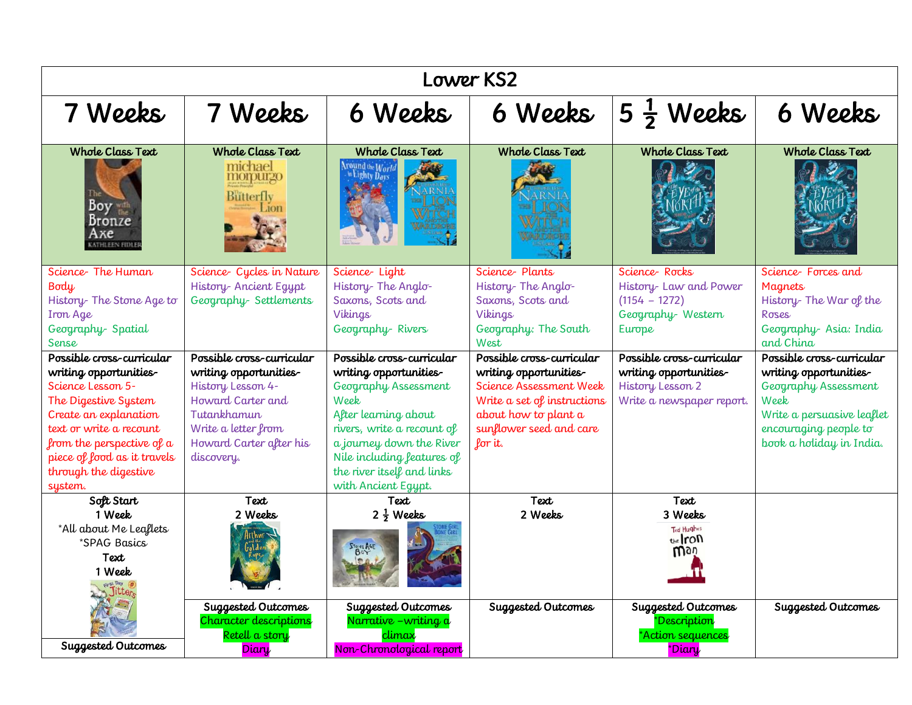| Lower KS2 | | | | | |
|---|---|---|---|---|---|
| 7 Weeks | 7 Weeks | 6 Weeks | 6 Weeks | 5 ½ Weeks | 6 Weeks |
| **Whole Class Text** | **Whole Class Text** | **Whole Class Text** | **Whole Class Text** | **Whole Class Text** | **Whole Class Text** |
| Science- The Human Body<br>History- The Stone Age to Iron Age<br>Geography- Spatial Sense | Science- Cycles in Nature<br>History- Ancient Egypt<br>Geography- Settlements | Science- Light<br>History- The Anglo-Saxons, Scots and Vikings<br>Geography- Rivers | Science- Plants<br>History- The Anglo-Saxons, Scots and Vikings<br>Geography: The South West | Science- Rocks<br>History- Law and Power (1154 – 1272)<br>Geography- Western Europe | Science- Forces and Magnets<br>History- The War of the Roses<br>Geography- Asia: India and China |
| Possible cross-curricular writing opportunities-<br>Science Lesson 5- The Digestive System<br>Create an explanation text or write a recount from the perspective of a piece of food as it travels through the digestive system. | Possible cross-curricular writing opportunities-<br>History Lesson 4- Howard Carter and Tutankhamun<br>Write a letter from Howard Carter after his discovery. | Possible cross-curricular writing opportunities-<br>Geography Assessment Week<br>After learning about rivers, write a recount of a journey down the River Nile including features of the river itself and links with Ancient Egypt. | Possible cross-curricular writing opportunities-<br>Science Assessment Week<br>Write a set of instructions about how to plant a sunflower seed and care for it. | Possible cross-curricular writing opportunities-<br>History Lesson 2<br>Write a newspaper report. | Possible cross-curricular writing opportunities-<br>Geography Assessment Week<br>Write a persuasive leaflet encouraging people to book a holiday in India. |
| **Soft Start**<br>**1 Week**<br>*All about Me Leaflets<br>*SPAG Basics<br>**Text**<br>**1 Week** | **Text**<br>**2 Weeks** | **Text**<br>**2 ½ Weeks** | **Text**<br>**2 Weeks** | **Text**<br>**3 Weeks** | |
| **Suggested Outcomes** | **Suggested Outcomes**<br>Character descriptions<br>Retell a story<br>Diary | **Suggested Outcomes**<br>Narrative –writing a climax<br>Non-Chronological report | **Suggested Outcomes** | **Suggested Outcomes**<br>*Description<br>*Action sequences<br>*Diary | **Suggested Outcomes** |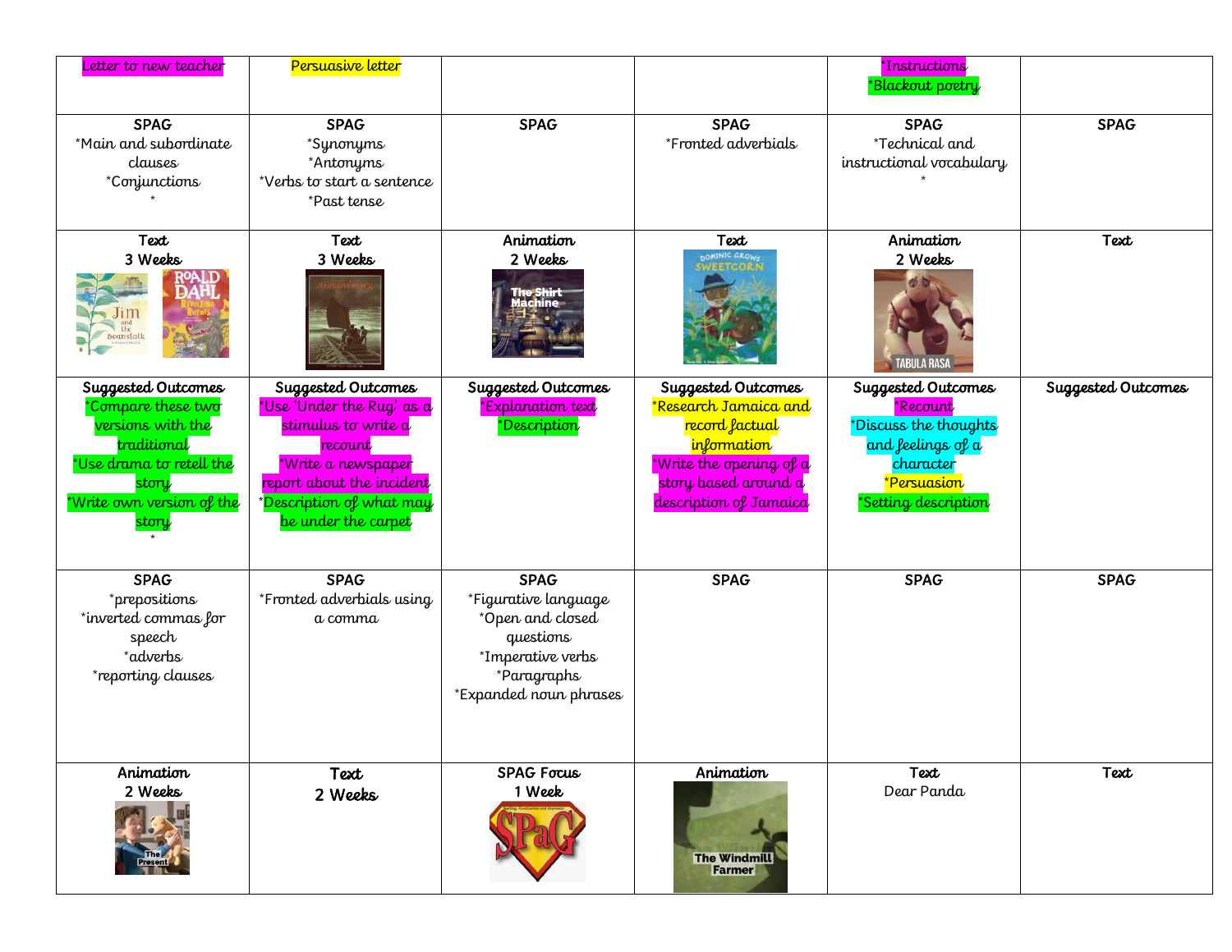| | | | | | |
|---|---|---|---|---|---|
| Letter to new teacher | Persuasive letter | | | *Instructions<br>*Blackout poetry | |
| **SPAG**<br>*Main and subordinate clauses<br>*Conjunctions<br>* | **SPAG**<br>*Synonyms<br>*Antonyms<br>*Verbs to start a sentence<br>*Past tense | **SPAG** | **SPAG**<br>*Fronted adverbials | **SPAG**<br>*Technical and instructional vocabulary<br>* | **SPAG** |
| **Text**<br>**3 Weeks**<br>Jim and the Beanstalk<br>Roald Dahl Revolting Rhymes | **Text**<br>**3 Weeks**<br>Harris Burdick | **Animation**<br>**2 Weeks**<br>The Shirt Machine | **Text**<br>Dominic Grows Sweetcorn | **Animation**<br>**2 Weeks**<br>Tabula Rasa | **Text** |
| **Suggested Outcomes**<br>*Compare these two versions with the traditional<br>*Use drama to retell the story<br>*Write own version of the story<br>* | **Suggested Outcomes**<br>*Use 'Under the Rug' as a stimulus to write a recount<br>*Write a newspaper report about the incident<br>*Description of what may be under the carpet | **Suggested Outcomes**<br>*Explanation text<br>*Description | **Suggested Outcomes**<br>*Research Jamaica and record factual information<br>*Write the opening of a story based around a description of Jamaica | **Suggested Outcomes**<br>*Recount<br>*Discuss the thoughts and feelings of a character<br>*Persuasion<br>*Setting description | **Suggested Outcomes** |
| **SPAG**<br>*prepositions<br>*inverted commas for speech<br>*adverbs<br>*reporting clauses | **SPAG**<br>*Fronted adverbials using a comma | **SPAG**<br>*Figurative language<br>*Open and closed questions<br>*Imperative verbs<br>*Paragraphs<br>*Expanded noun phrases | **SPAG** | **SPAG** | **SPAG** |
| **Animation**<br>**2 Weeks**<br>The Present | **Text**<br>**2 Weeks** | **SPAG Focus**<br>**1 Week** | **Animation**<br>The Windmill Farmer | **Text**<br>Dear Panda | **Text** |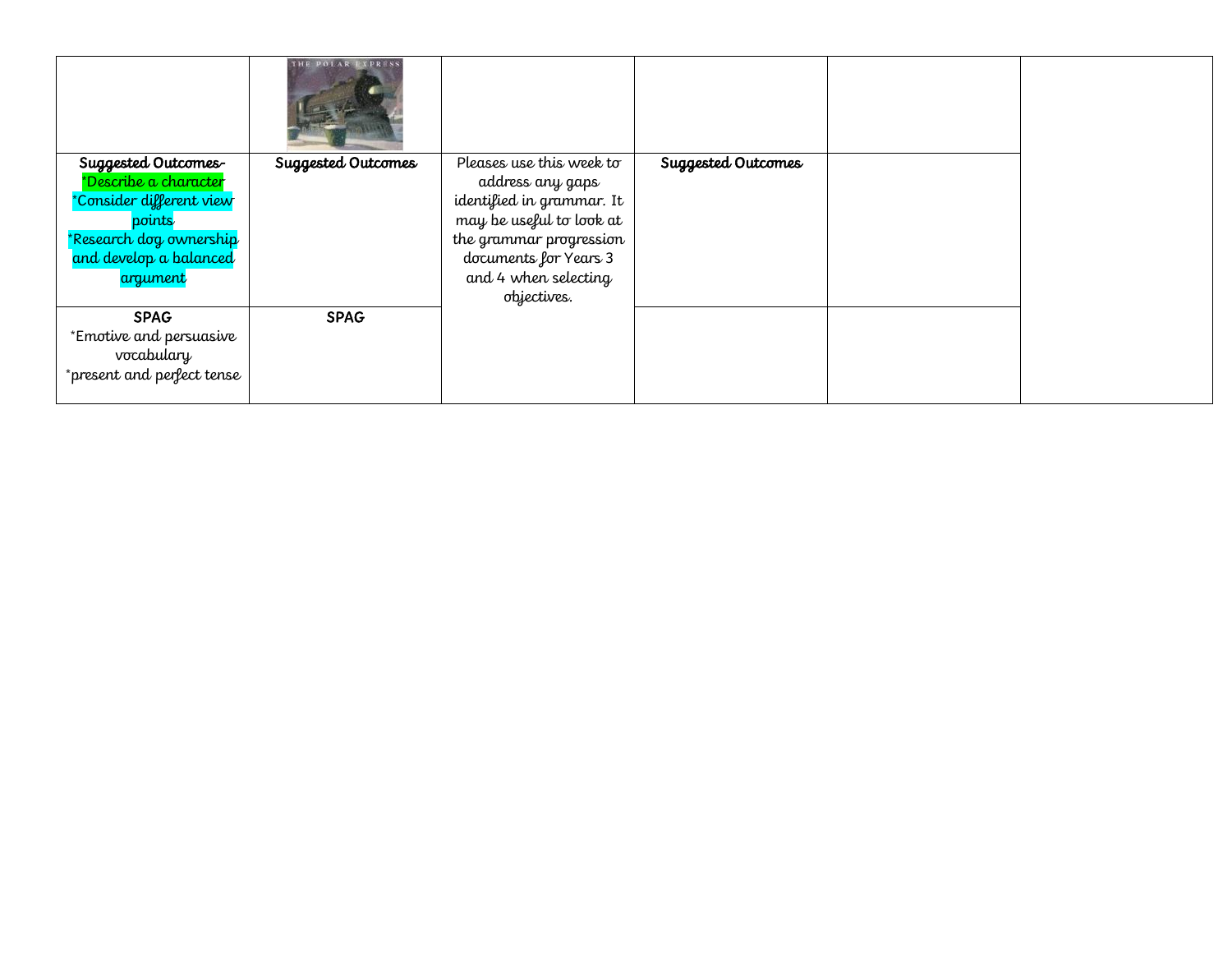| | | | | | |
|---|---|---|---|---|---|
| | THE POLAR EXPRESS | | | | |
| **Suggested Outcomes-**<br>*Describe a character<br>*Consider different view points<br>*Research dog ownership and develop a balanced argument | **Suggested Outcomes** | Pleases use this week to address any gaps identified in grammar. It may be useful to look at the grammar progression documents for Years 3 and 4 when selecting objectives. | **Suggested Outcomes** | | |
| **SPAG**<br>*Emotive and persuasive vocabulary<br>*present and perfect tense | **SPAG** | | | | |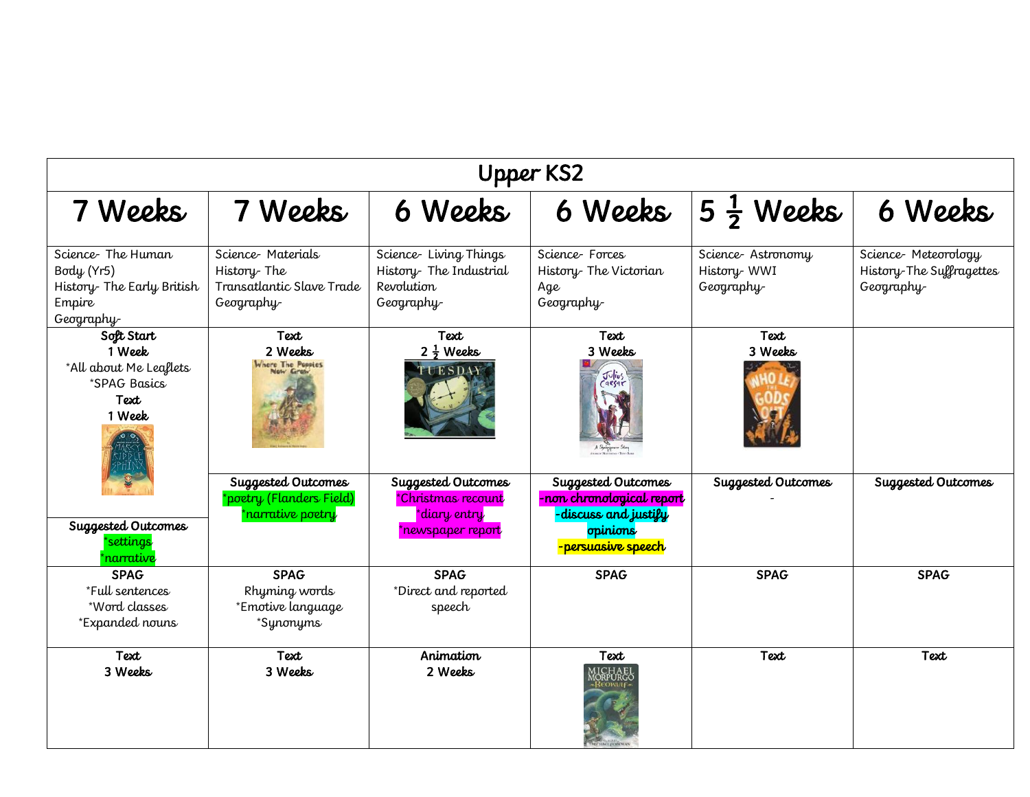| Upper KS2 | | | | | |
|---|---|---|---|---|---|
| 7 Weeks | 7 Weeks | 6 Weeks | 6 Weeks | 5 ½ Weeks | 6 Weeks |
| Science- The Human Body (Yr5)<br>History- The Early British Empire<br>Geography- | Science- Materials<br>History- The Transatlantic Slave Trade<br>Geography- | Science- Living Things<br>History- The Industrial Revolution<br>Geography- | Science- Forces<br>History- The Victorian Age<br>Geography- | Science- Astronomy<br>History- WWI<br>Geography- | Science- Meteorology<br>History-The Suffragettes<br>Geography- |
| **Soft Start**<br>**1 Week**<br>*All about Me Leaflets<br>*SPAG Basics<br>**Text**<br>**1 Week** | **Text**<br>**2 Weeks** | **Text**<br>**2 ½ Weeks** | **Text**<br>**3 Weeks** | **Text**<br>**3 Weeks** | |
| **Suggested Outcomes**<br>*settings<br>*narrative | **Suggested Outcomes**<br>*poetry (Flanders Field)<br>*narrative poetry | **Suggested Outcomes**<br>*Christmas recount<br>*diary entry<br>*newspaper report | **Suggested Outcomes**<br>-non chronological report<br>-discuss and justify opinions<br>-persuasive speech | **Suggested Outcomes**<br>- | **Suggested Outcomes** |
| **SPAG**<br>*Full sentences<br>*Word classes<br>*Expanded nouns | **SPAG**<br>Rhyming words<br>*Emotive language<br>*Synonyms | **SPAG**<br>*Direct and reported speech | **SPAG** | **SPAG** | **SPAG** |
| **Text**<br>**3 Weeks** | **Text**<br>**3 Weeks** | **Animation**<br>**2 Weeks** | **Text** | **Text** | **Text** |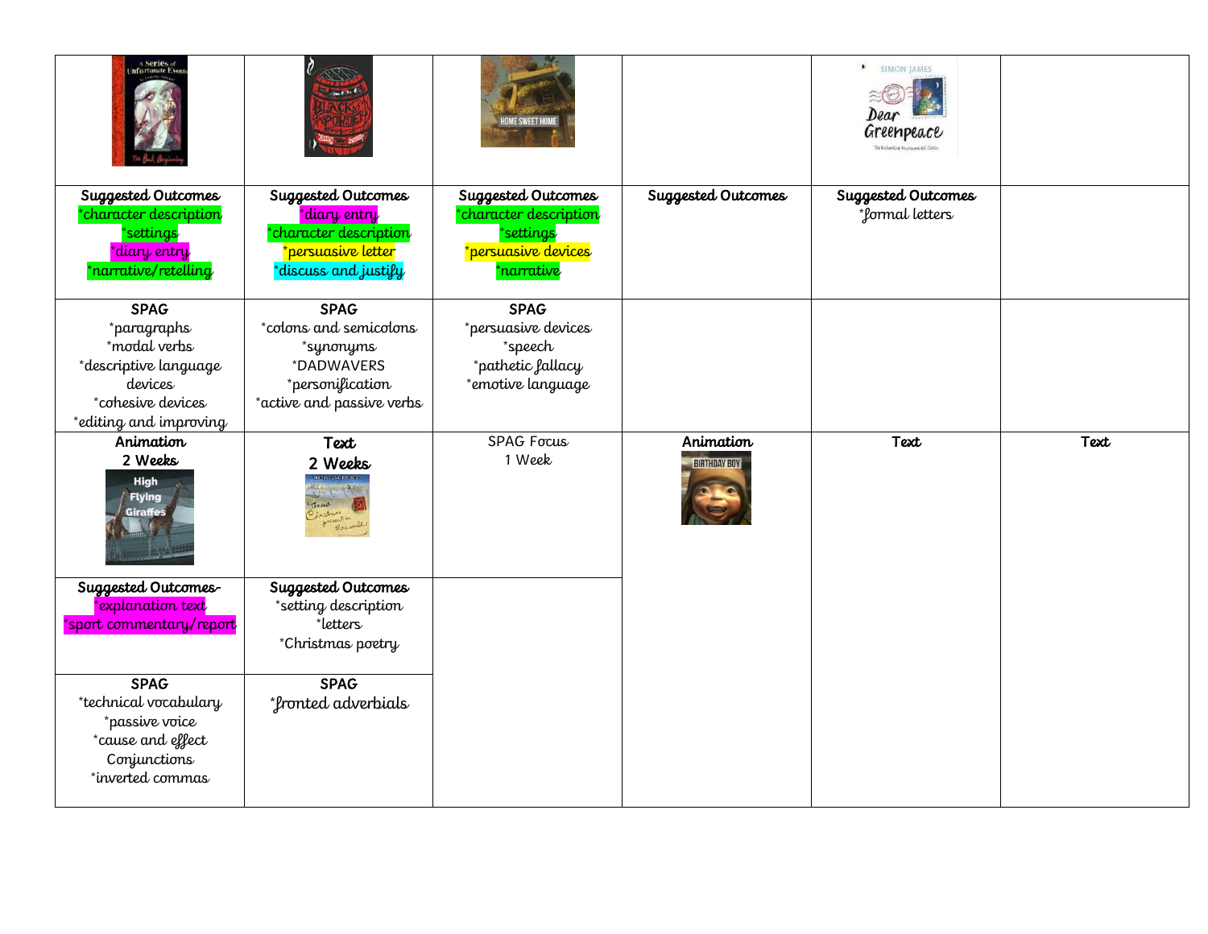| | | | | | |
|---|---|---|---|---|---|
| | | | | | |
| **Suggested Outcomes**<br>*character description<br>*settings<br>*diary entry<br>*narrative/retelling | **Suggested Outcomes**<br>*diary entry<br>*character description<br>*persuasive letter<br>*discuss and justify | **Suggested Outcomes**<br>*character description<br>*settings<br>*persuasive devices<br>*narrative | **Suggested Outcomes** | **Suggested Outcomes**<br>*formal letters | |
| **SPAG**<br>*paragraphs<br>*modal verbs<br>*descriptive language devices<br>*cohesive devices<br>*editing and improving | **SPAG**<br>*colons and semicolons<br>*synonyms<br>*DADWAVERS<br>*personification<br>*active and passive verbs | **SPAG**<br>*persuasive devices<br>*speech<br>*pathetic fallacy<br>*emotive language | | | |
| **Animation**<br>**2 Weeks** | **Text**<br>**2 Weeks** | SPAG Focus<br>1 Week | **Animation** | **Text** | **Text** |
| **Suggested Outcomes-**<br>*explanation text<br>*sport commentary/report | **Suggested Outcomes**<br>*setting description<br>*letters<br>*Christmas poetry | | | | |
| **SPAG**<br>*technical vocabulary<br>*passive voice<br>*cause and effect Conjunctions<br>*inverted commas | **SPAG**<br>*fronted adverbials | | | | |